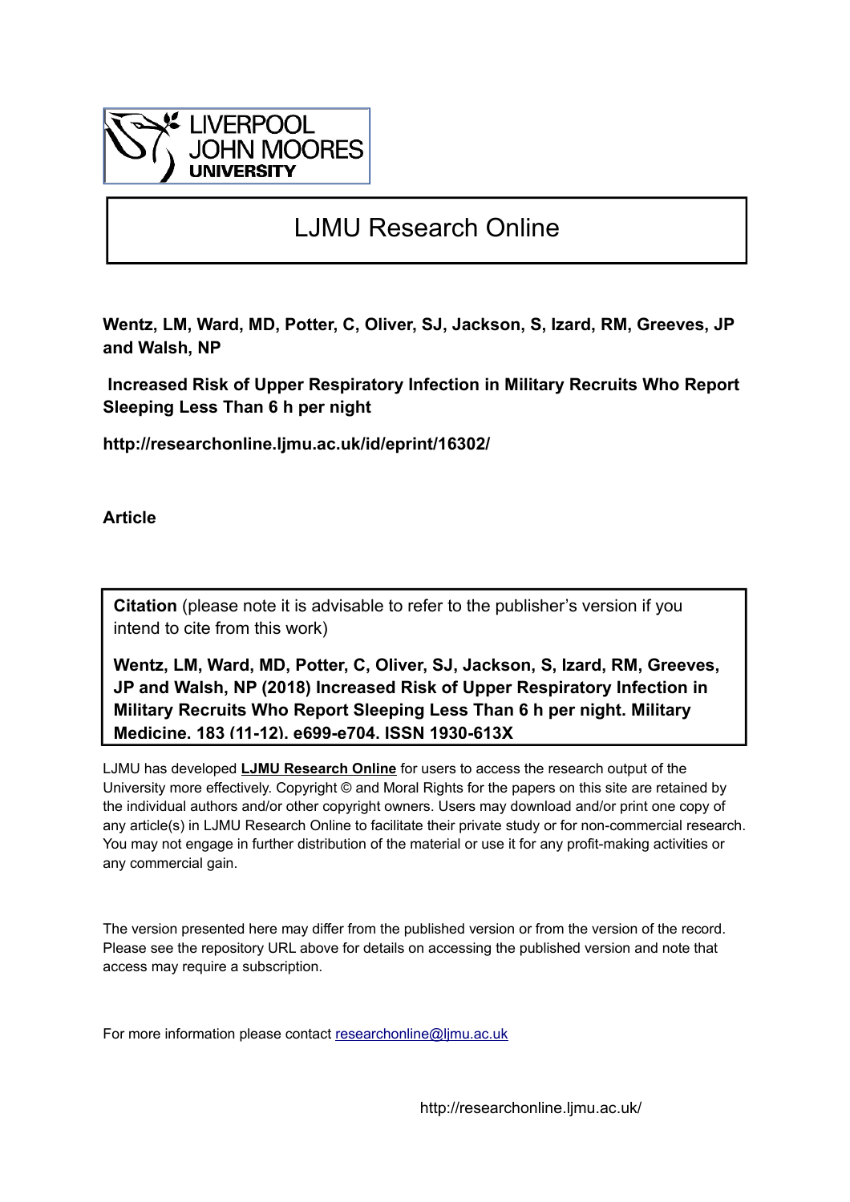LIVERPOOL JOHN MOORES UNIVERSITY

# LJMU Research Online

**Wentz, LM, Ward, MD, Potter, C, Oliver, SJ, Jackson, S, Izard, RM, Greeves, JP and Walsh, NP**

**Increased Risk of Upper Respiratory Infection in Military Recruits Who Report Sleeping Less Than 6 h per night**

**http://researchonline.ljmu.ac.uk/id/eprint/16302/**

**Article**

**Citation** (please note it is advisable to refer to the publisher's version if you intend to cite from this work)

**Wentz, LM, Ward, MD, Potter, C, Oliver, SJ, Jackson, S, Izard, RM, Greeves, JP and Walsh, NP (2018) Increased Risk of Upper Respiratory Infection in Military Recruits Who Report Sleeping Less Than 6 h per night. Military Medicine, 183 (11-12). e699-e704. ISSN 1930-613X**

LJMU has developed **LJMU Research Online** for users to access the research output of the University more effectively. Copyright © and Moral Rights for the papers on this site are retained by the individual authors and/or other copyright owners. Users may download and/or print one copy of any article(s) in LJMU Research Online to facilitate their private study or for non-commercial research. You may not engage in further distribution of the material or use it for any profit-making activities or any commercial gain.

The version presented here may differ from the published version or from the version of the record. Please see the repository URL above for details on accessing the published version and note that access may require a subscription.

For more information please contact researchonline@ljmu.ac.uk

http://researchonline.ljmu.ac.uk/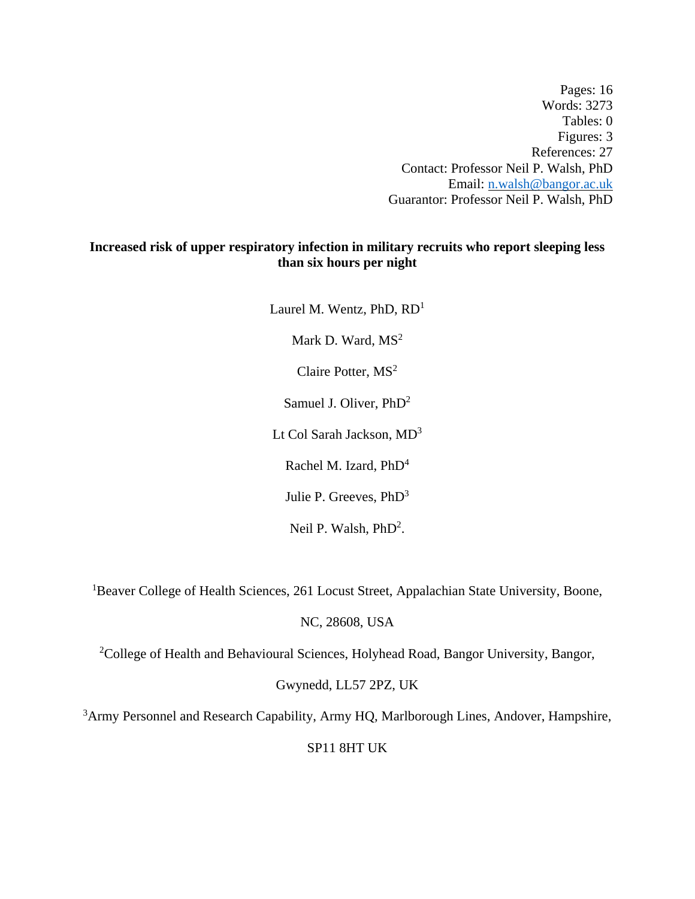Pages: 16
Words: 3273
Tables: 0
Figures: 3
References: 27
Contact: Professor Neil P. Walsh, PhD
Email: n.walsh@bangor.ac.uk
Guarantor: Professor Neil P. Walsh, PhD

**Increased risk of upper respiratory infection in military recruits who report sleeping less than six hours per night**

Laurel M. Wentz, PhD, RD[1]

Mark D. Ward, MS[2]

Claire Potter, MS[2]

Samuel J. Oliver, PhD[2]

Lt Col Sarah Jackson, MD[3]

Rachel M. Izard, PhD[4]

Julie P. Greeves, PhD[3]

Neil P. Walsh, PhD[2].

[1]Beaver College of Health Sciences, 261 Locust Street, Appalachian State University, Boone, NC, 28608, USA

[2]College of Health and Behavioural Sciences, Holyhead Road, Bangor University, Bangor, Gwynedd, LL57 2PZ, UK

[3]Army Personnel and Research Capability, Army HQ, Marlborough Lines, Andover, Hampshire, SP11 8HT UK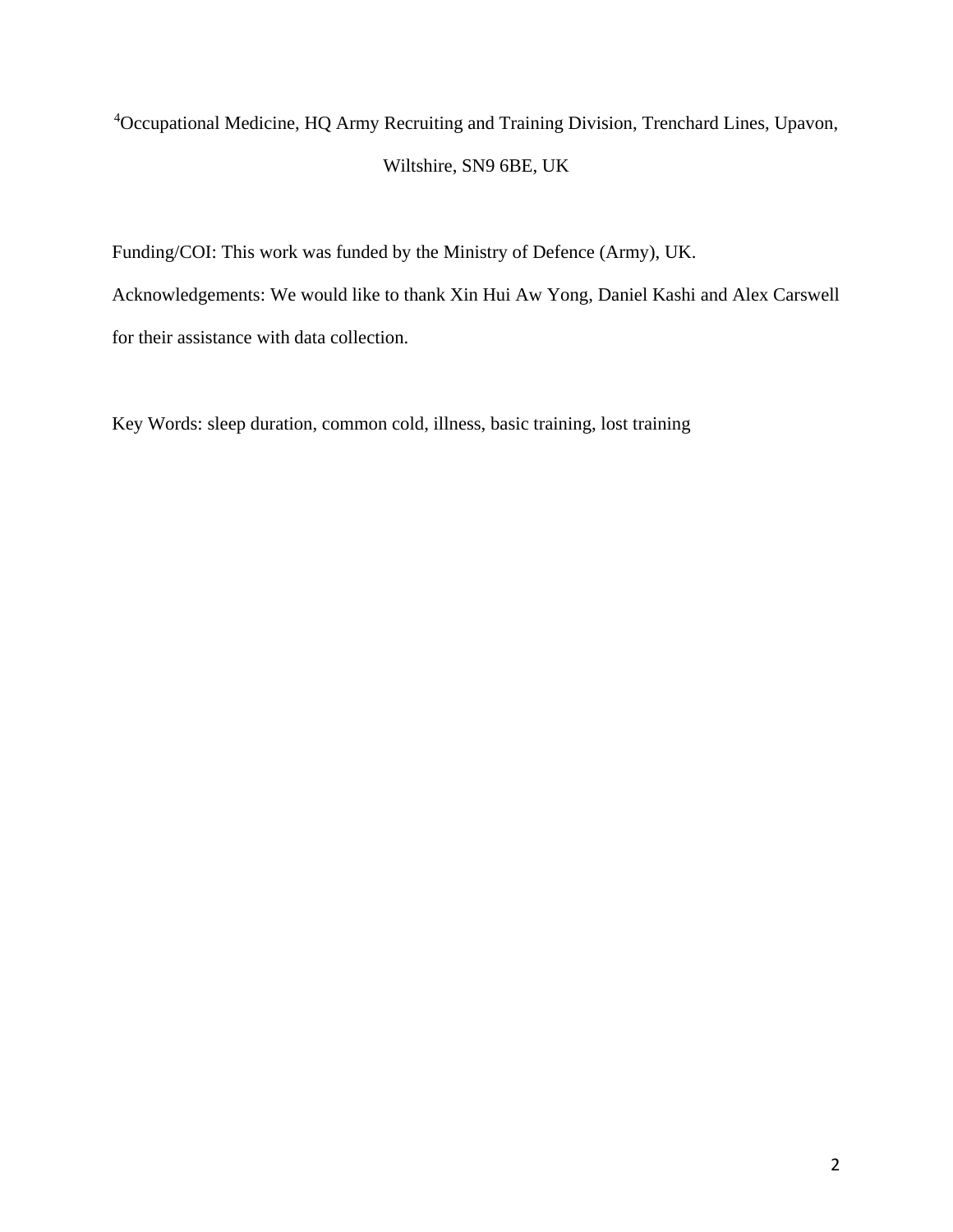[4]Occupational Medicine, HQ Army Recruiting and Training Division, Trenchard Lines, Upavon, Wiltshire, SN9 6BE, UK

Funding/COI: This work was funded by the Ministry of Defence (Army), UK.

Acknowledgements: We would like to thank Xin Hui Aw Yong, Daniel Kashi and Alex Carswell for their assistance with data collection.

Key Words: sleep duration, common cold, illness, basic training, lost training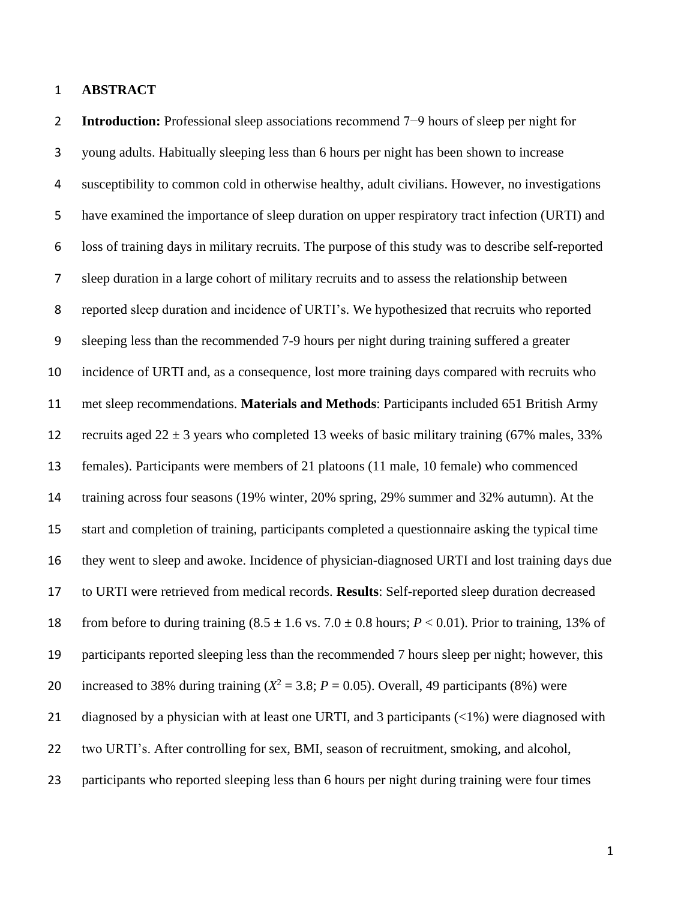**ABSTRACT**

**Introduction:** Professional sleep associations recommend 7−9 hours of sleep per night for young adults. Habitually sleeping less than 6 hours per night has been shown to increase susceptibility to common cold in otherwise healthy, adult civilians. However, no investigations have examined the importance of sleep duration on upper respiratory tract infection (URTI) and loss of training days in military recruits. The purpose of this study was to describe self-reported sleep duration in a large cohort of military recruits and to assess the relationship between reported sleep duration and incidence of URTI's. We hypothesized that recruits who reported sleeping less than the recommended 7-9 hours per night during training suffered a greater incidence of URTI and, as a consequence, lost more training days compared with recruits who met sleep recommendations. **Materials and Methods**: Participants included 651 British Army recruits aged 22 ± 3 years who completed 13 weeks of basic military training (67% males, 33% females). Participants were members of 21 platoons (11 male, 10 female) who commenced training across four seasons (19% winter, 20% spring, 29% summer and 32% autumn). At the start and completion of training, participants completed a questionnaire asking the typical time they went to sleep and awoke. Incidence of physician-diagnosed URTI and lost training days due to URTI were retrieved from medical records. **Results**: Self-reported sleep duration decreased from before to during training (8.5 ± 1.6 vs. 7.0 ± 0.8 hours; $P < 0.01$). Prior to training, 13% of participants reported sleeping less than the recommended 7 hours sleep per night; however, this increased to 38% during training ($X^2 = 3.8$; $P = 0.05$). Overall, 49 participants (8%) were diagnosed by a physician with at least one URTI, and 3 participants (<1%) were diagnosed with two URTI's. After controlling for sex, BMI, season of recruitment, smoking, and alcohol, participants who reported sleeping less than 6 hours per night during training were four times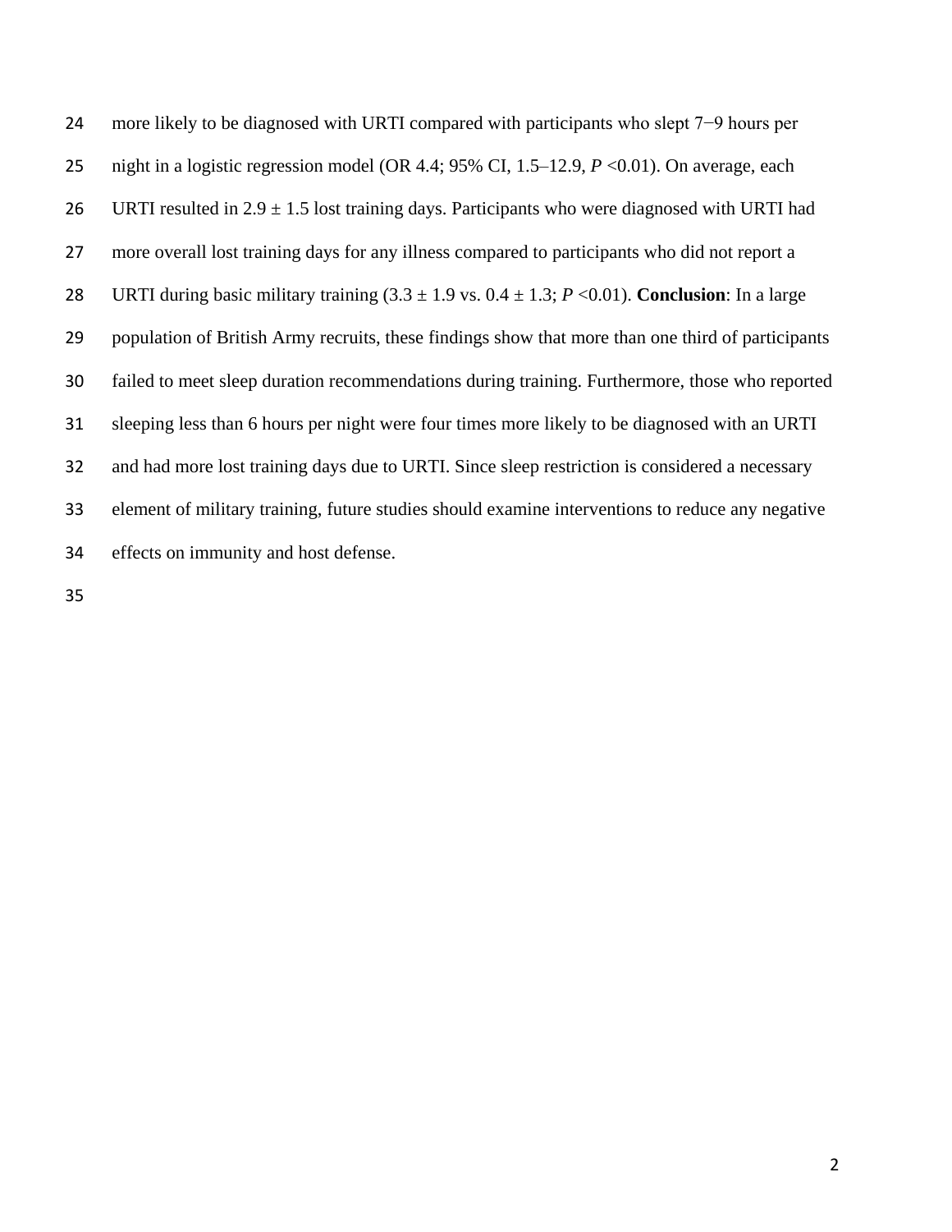more likely to be diagnosed with URTI compared with participants who slept 7−9 hours per night in a logistic regression model (OR 4.4; 95% CI, 1.5–12.9, $P$ <0.01). On average, each URTI resulted in 2.9 ± 1.5 lost training days. Participants who were diagnosed with URTI had more overall lost training days for any illness compared to participants who did not report a URTI during basic military training (3.3 ± 1.9 vs. 0.4 ± 1.3; $P$ <0.01). **Conclusion**: In a large population of British Army recruits, these findings show that more than one third of participants failed to meet sleep duration recommendations during training. Furthermore, those who reported sleeping less than 6 hours per night were four times more likely to be diagnosed with an URTI and had more lost training days due to URTI. Since sleep restriction is considered a necessary element of military training, future studies should examine interventions to reduce any negative effects on immunity and host defense.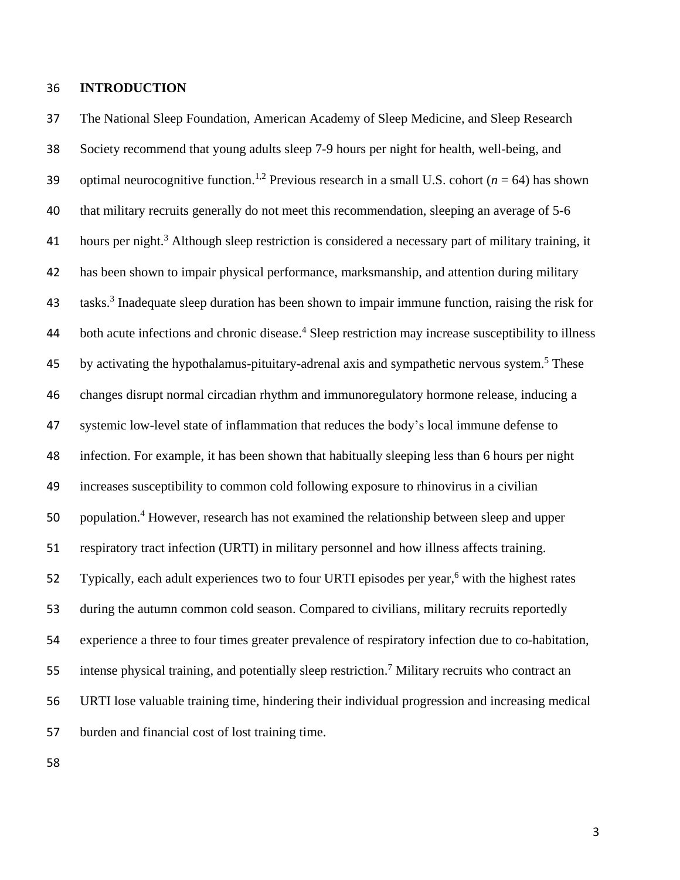## INTRODUCTION

The National Sleep Foundation, American Academy of Sleep Medicine, and Sleep Research Society recommend that young adults sleep 7-9 hours per night for health, well-being, and optimal neurocognitive function.[1,2] Previous research in a small U.S. cohort ($n$ = 64) has shown that military recruits generally do not meet this recommendation, sleeping an average of 5-6 hours per night.[3] Although sleep restriction is considered a necessary part of military training, it has been shown to impair physical performance, marksmanship, and attention during military tasks.[3] Inadequate sleep duration has been shown to impair immune function, raising the risk for both acute infections and chronic disease.[4] Sleep restriction may increase susceptibility to illness by activating the hypothalamus-pituitary-adrenal axis and sympathetic nervous system.[5] These changes disrupt normal circadian rhythm and immunoregulatory hormone release, inducing a systemic low-level state of inflammation that reduces the body's local immune defense to infection. For example, it has been shown that habitually sleeping less than 6 hours per night increases susceptibility to common cold following exposure to rhinovirus in a civilian population.[4] However, research has not examined the relationship between sleep and upper respiratory tract infection (URTI) in military personnel and how illness affects training. Typically, each adult experiences two to four URTI episodes per year,[6] with the highest rates during the autumn common cold season. Compared to civilians, military recruits reportedly experience a three to four times greater prevalence of respiratory infection due to co-habitation, intense physical training, and potentially sleep restriction.[7] Military recruits who contract an URTI lose valuable training time, hindering their individual progression and increasing medical burden and financial cost of lost training time.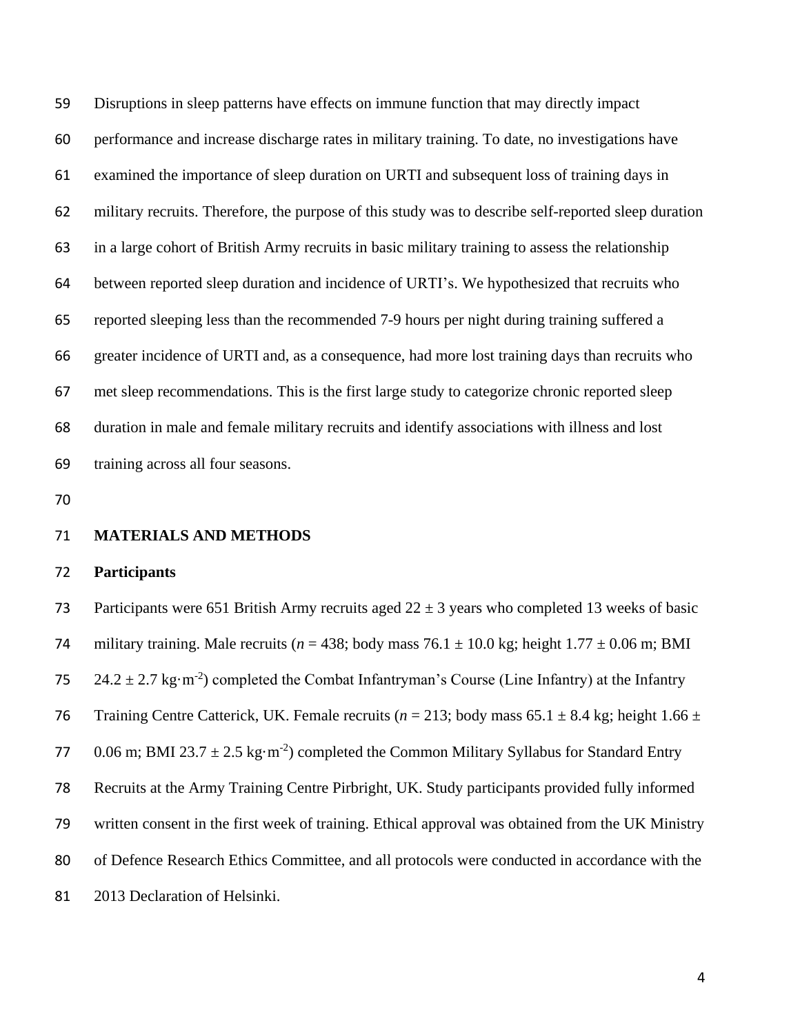Disruptions in sleep patterns have effects on immune function that may directly impact performance and increase discharge rates in military training. To date, no investigations have examined the importance of sleep duration on URTI and subsequent loss of training days in military recruits. Therefore, the purpose of this study was to describe self-reported sleep duration in a large cohort of British Army recruits in basic military training to assess the relationship between reported sleep duration and incidence of URTI's. We hypothesized that recruits who reported sleeping less than the recommended 7-9 hours per night during training suffered a greater incidence of URTI and, as a consequence, had more lost training days than recruits who met sleep recommendations. This is the first large study to categorize chronic reported sleep duration in male and female military recruits and identify associations with illness and lost training across all four seasons.

## MATERIALS AND METHODS

### Participants

Participants were 651 British Army recruits aged 22 ± 3 years who completed 13 weeks of basic military training. Male recruits (*n* = 438; body mass 76.1 ± 10.0 kg; height 1.77 ± 0.06 m; BMI 24.2 ± 2.7 $kg \cdot m^{-2}$) completed the Combat Infantryman's Course (Line Infantry) at the Infantry Training Centre Catterick, UK. Female recruits (*n* = 213; body mass 65.1 ± 8.4 kg; height 1.66 ± 0.06 m; BMI 23.7 ± 2.5 $kg \cdot m^{-2}$) completed the Common Military Syllabus for Standard Entry Recruits at the Army Training Centre Pirbright, UK. Study participants provided fully informed written consent in the first week of training. Ethical approval was obtained from the UK Ministry of Defence Research Ethics Committee, and all protocols were conducted in accordance with the 2013 Declaration of Helsinki.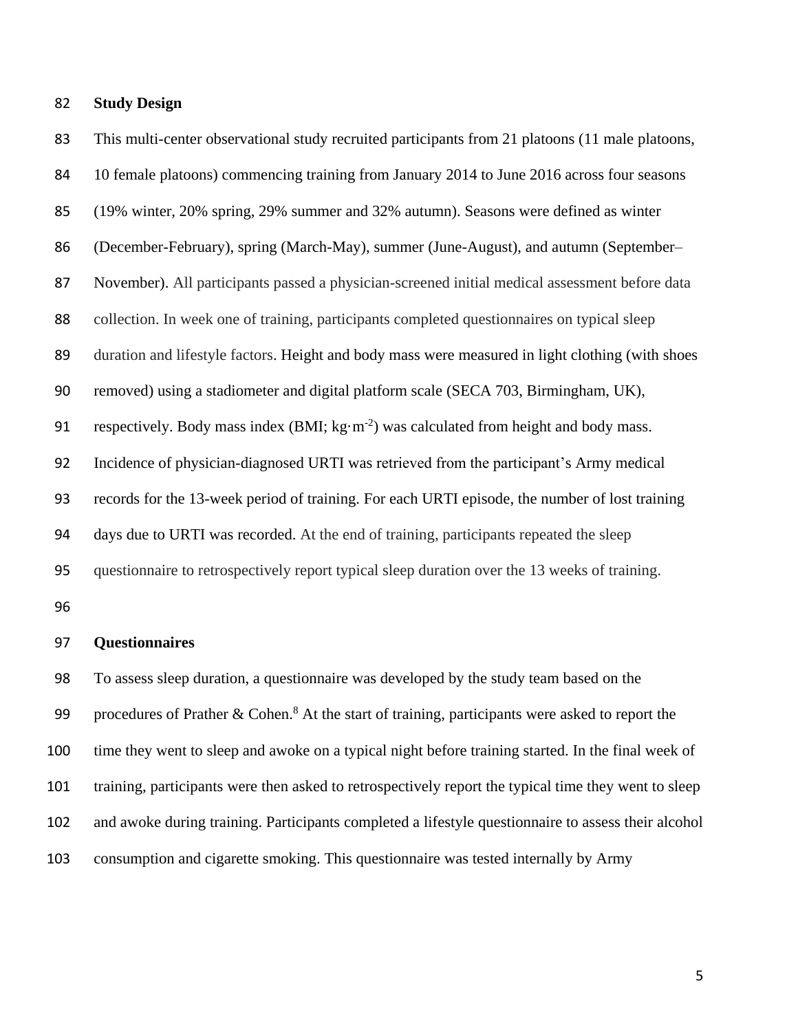**Study Design**

This multi-center observational study recruited participants from 21 platoons (11 male platoons, 10 female platoons) commencing training from January 2014 to June 2016 across four seasons (19% winter, 20% spring, 29% summer and 32% autumn). Seasons were defined as winter (December-February), spring (March-May), summer (June-August), and autumn (September–November). All participants passed a physician-screened initial medical assessment before data collection. In week one of training, participants completed questionnaires on typical sleep duration and lifestyle factors. Height and body mass were measured in light clothing (with shoes removed) using a stadiometer and digital platform scale (SECA 703, Birmingham, UK), respectively. Body mass index (BMI; $kg \cdot m^{-2}$) was calculated from height and body mass. Incidence of physician-diagnosed URTI was retrieved from the participant's Army medical records for the 13-week period of training. For each URTI episode, the number of lost training days due to URTI was recorded. At the end of training, participants repeated the sleep questionnaire to retrospectively report typical sleep duration over the 13 weeks of training.

**Questionnaires**

To assess sleep duration, a questionnaire was developed by the study team based on the procedures of Prather & Cohen.[8] At the start of training, participants were asked to report the time they went to sleep and awoke on a typical night before training started. In the final week of training, participants were then asked to retrospectively report the typical time they went to sleep and awoke during training. Participants completed a lifestyle questionnaire to assess their alcohol consumption and cigarette smoking. This questionnaire was tested internally by Army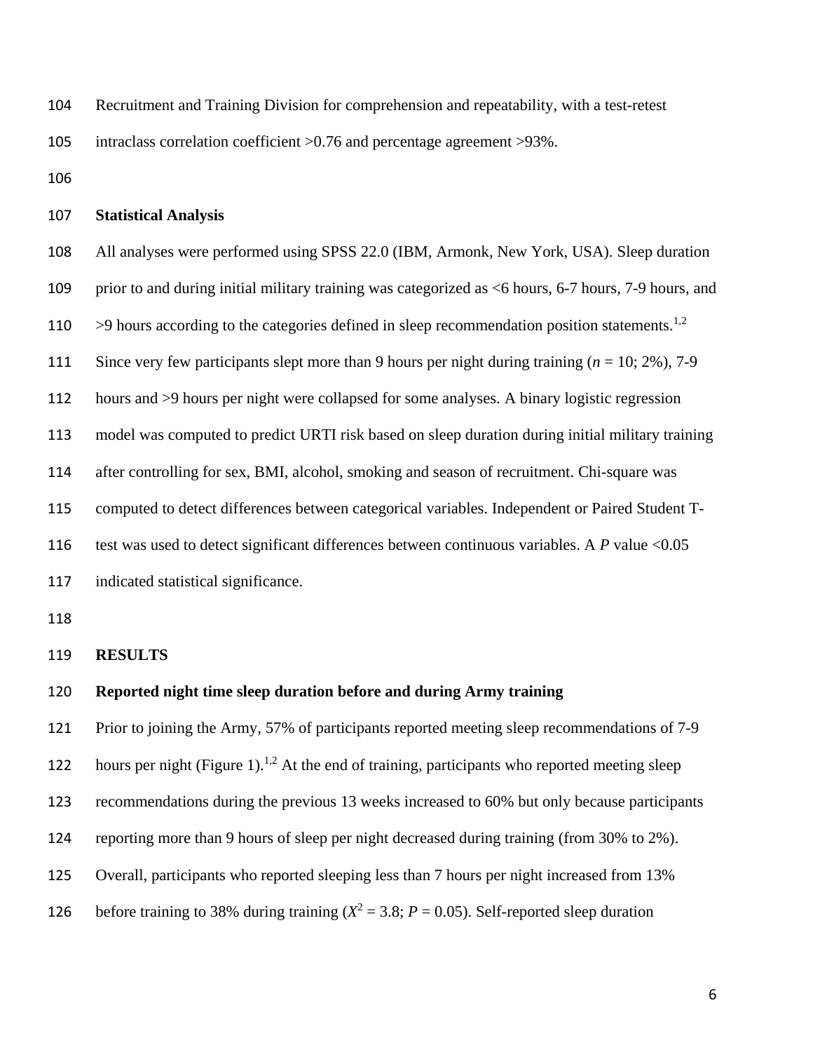Recruitment and Training Division for comprehension and repeatability, with a test-retest intraclass correlation coefficient >0.76 and percentage agreement >93%.

## Statistical Analysis

All analyses were performed using SPSS 22.0 (IBM, Armonk, New York, USA). Sleep duration prior to and during initial military training was categorized as <6 hours, 6-7 hours, 7-9 hours, and >9 hours according to the categories defined in sleep recommendation position statements.[1,2] Since very few participants slept more than 9 hours per night during training (*n* = 10; 2%), 7-9 hours and >9 hours per night were collapsed for some analyses. A binary logistic regression model was computed to predict URTI risk based on sleep duration during initial military training after controlling for sex, BMI, alcohol, smoking and season of recruitment. Chi-square was computed to detect differences between categorical variables. Independent or Paired Student T-test was used to detect significant differences between continuous variables. A *P* value <0.05 indicated statistical significance.

# RESULTS

## Reported night time sleep duration before and during Army training

Prior to joining the Army, 57% of participants reported meeting sleep recommendations of 7-9 hours per night (Figure 1).[1,2] At the end of training, participants who reported meeting sleep recommendations during the previous 13 weeks increased to 60% but only because participants reporting more than 9 hours of sleep per night decreased during training (from 30% to 2%). Overall, participants who reported sleeping less than 7 hours per night increased from 13% before training to 38% during training ($X^2 = 3.8$; $P = 0.05$). Self-reported sleep duration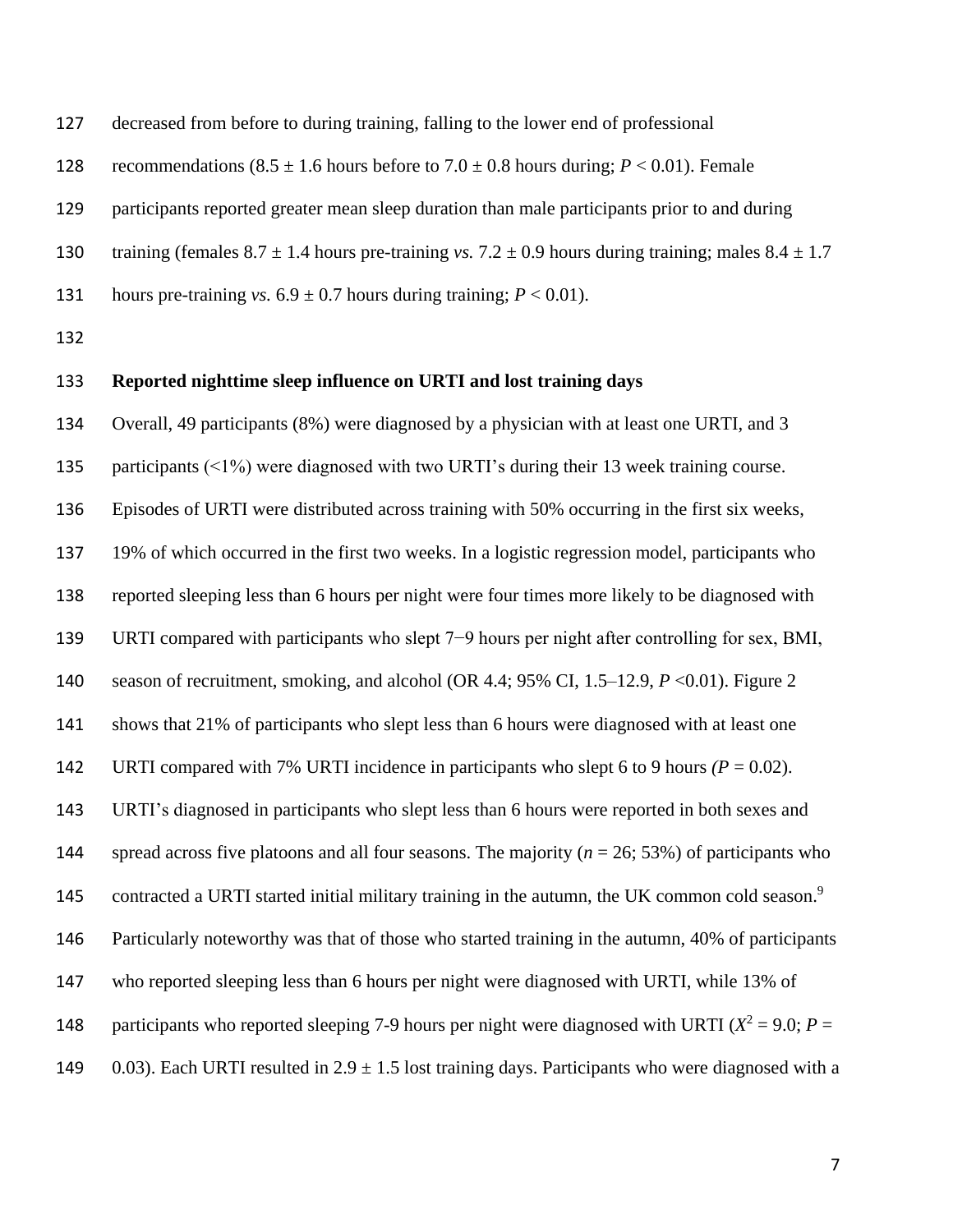decreased from before to during training, falling to the lower end of professional recommendations (8.5 ± 1.6 hours before to 7.0 ± 0.8 hours during; $P < 0.01$). Female participants reported greater mean sleep duration than male participants prior to and during training (females 8.7 ± 1.4 hours pre-training *vs.* 7.2 ± 0.9 hours during training; males 8.4 ± 1.7 hours pre-training *vs.* 6.9 ± 0.7 hours during training; $P < 0.01$).

**Reported nighttime sleep influence on URTI and lost training days**

Overall, 49 participants (8%) were diagnosed by a physician with at least one URTI, and 3 participants (<1%) were diagnosed with two URTI's during their 13 week training course. Episodes of URTI were distributed across training with 50% occurring in the first six weeks, 19% of which occurred in the first two weeks. In a logistic regression model, participants who reported sleeping less than 6 hours per night were four times more likely to be diagnosed with URTI compared with participants who slept 7−9 hours per night after controlling for sex, BMI, season of recruitment, smoking, and alcohol (OR 4.4; 95% CI, 1.5–12.9, $P < 0.01$). Figure 2 shows that 21% of participants who slept less than 6 hours were diagnosed with at least one URTI compared with 7% URTI incidence in participants who slept 6 to 9 hours ($P = 0.02$). URTI's diagnosed in participants who slept less than 6 hours were reported in both sexes and spread across five platoons and all four seasons. The majority ($n = 26$; 53%) of participants who contracted a URTI started initial military training in the autumn, the UK common cold season.[9] Particularly noteworthy was that of those who started training in the autumn, 40% of participants who reported sleeping less than 6 hours per night were diagnosed with URTI, while 13% of participants who reported sleeping 7-9 hours per night were diagnosed with URTI ($X^2 = 9.0$; $P = 0.03$). Each URTI resulted in 2.9 ± 1.5 lost training days. Participants who were diagnosed with a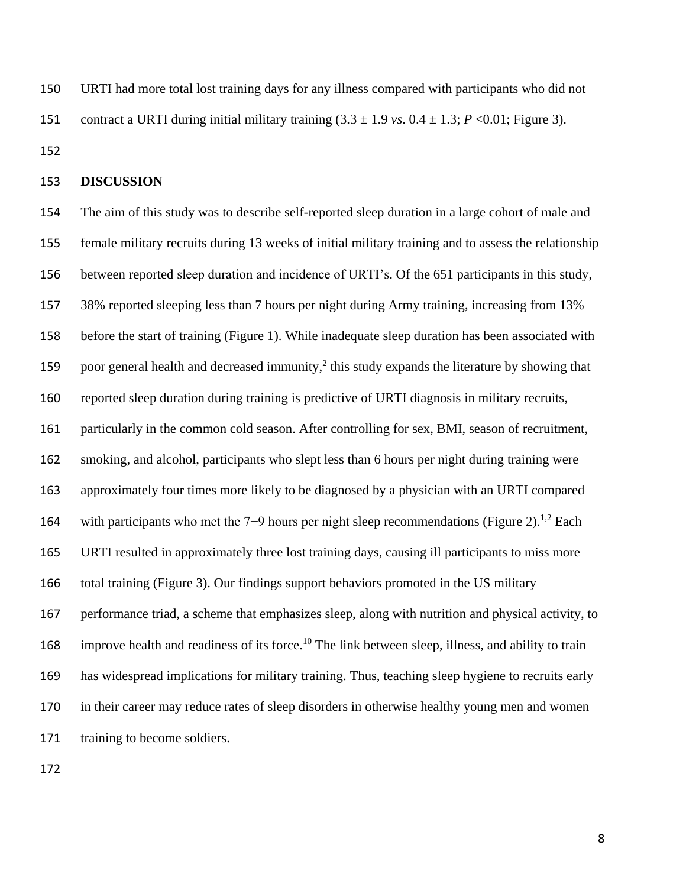URTI had more total lost training days for any illness compared with participants who did not contract a URTI during initial military training ($3.3 \pm 1.9$ *vs*. $0.4 \pm 1.3$; $P < 0.01$; Figure 3).

## DISCUSSION

The aim of this study was to describe self-reported sleep duration in a large cohort of male and female military recruits during 13 weeks of initial military training and to assess the relationship between reported sleep duration and incidence of URTI's. Of the 651 participants in this study, 38% reported sleeping less than 7 hours per night during Army training, increasing from 13% before the start of training (Figure 1). While inadequate sleep duration has been associated with poor general health and decreased immunity,[2] this study expands the literature by showing that reported sleep duration during training is predictive of URTI diagnosis in military recruits, particularly in the common cold season. After controlling for sex, BMI, season of recruitment, smoking, and alcohol, participants who slept less than 6 hours per night during training were approximately four times more likely to be diagnosed by a physician with an URTI compared with participants who met the 7−9 hours per night sleep recommendations (Figure 2).[1,2] Each URTI resulted in approximately three lost training days, causing ill participants to miss more total training (Figure 3). Our findings support behaviors promoted in the US military performance triad, a scheme that emphasizes sleep, along with nutrition and physical activity, to improve health and readiness of its force.[10] The link between sleep, illness, and ability to train has widespread implications for military training. Thus, teaching sleep hygiene to recruits early in their career may reduce rates of sleep disorders in otherwise healthy young men and women training to become soldiers.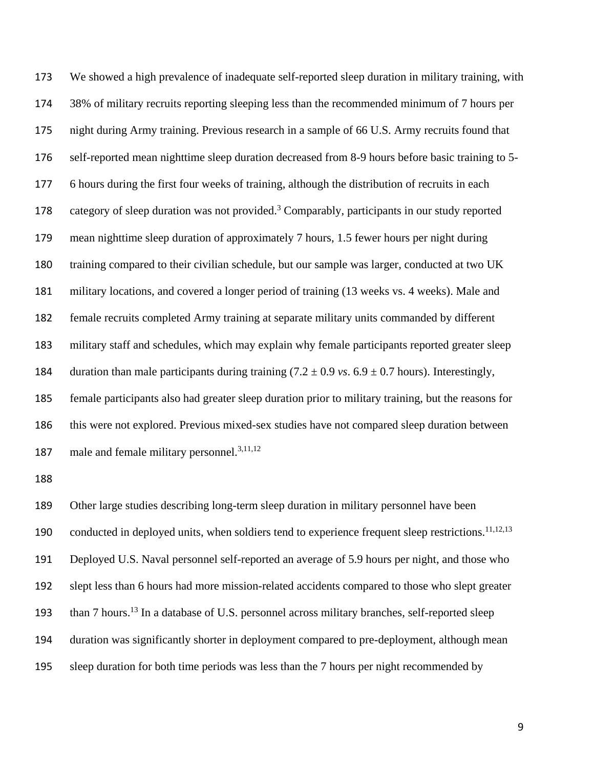We showed a high prevalence of inadequate self-reported sleep duration in military training, with 38% of military recruits reporting sleeping less than the recommended minimum of 7 hours per night during Army training. Previous research in a sample of 66 U.S. Army recruits found that self-reported mean nighttime sleep duration decreased from 8-9 hours before basic training to 5-6 hours during the first four weeks of training, although the distribution of recruits in each category of sleep duration was not provided.[3] Comparably, participants in our study reported mean nighttime sleep duration of approximately 7 hours, 1.5 fewer hours per night during training compared to their civilian schedule, but our sample was larger, conducted at two UK military locations, and covered a longer period of training (13 weeks vs. 4 weeks). Male and female recruits completed Army training at separate military units commanded by different military staff and schedules, which may explain why female participants reported greater sleep duration than male participants during training ($7.2 \pm 0.9$ *vs*. $6.9 \pm 0.7$ hours). Interestingly, female participants also had greater sleep duration prior to military training, but the reasons for this were not explored. Previous mixed-sex studies have not compared sleep duration between male and female military personnel.[3,11,12]

Other large studies describing long-term sleep duration in military personnel have been conducted in deployed units, when soldiers tend to experience frequent sleep restrictions.[11,12,13] Deployed U.S. Naval personnel self-reported an average of 5.9 hours per night, and those who slept less than 6 hours had more mission-related accidents compared to those who slept greater than 7 hours.[13] In a database of U.S. personnel across military branches, self-reported sleep duration was significantly shorter in deployment compared to pre-deployment, although mean sleep duration for both time periods was less than the 7 hours per night recommended by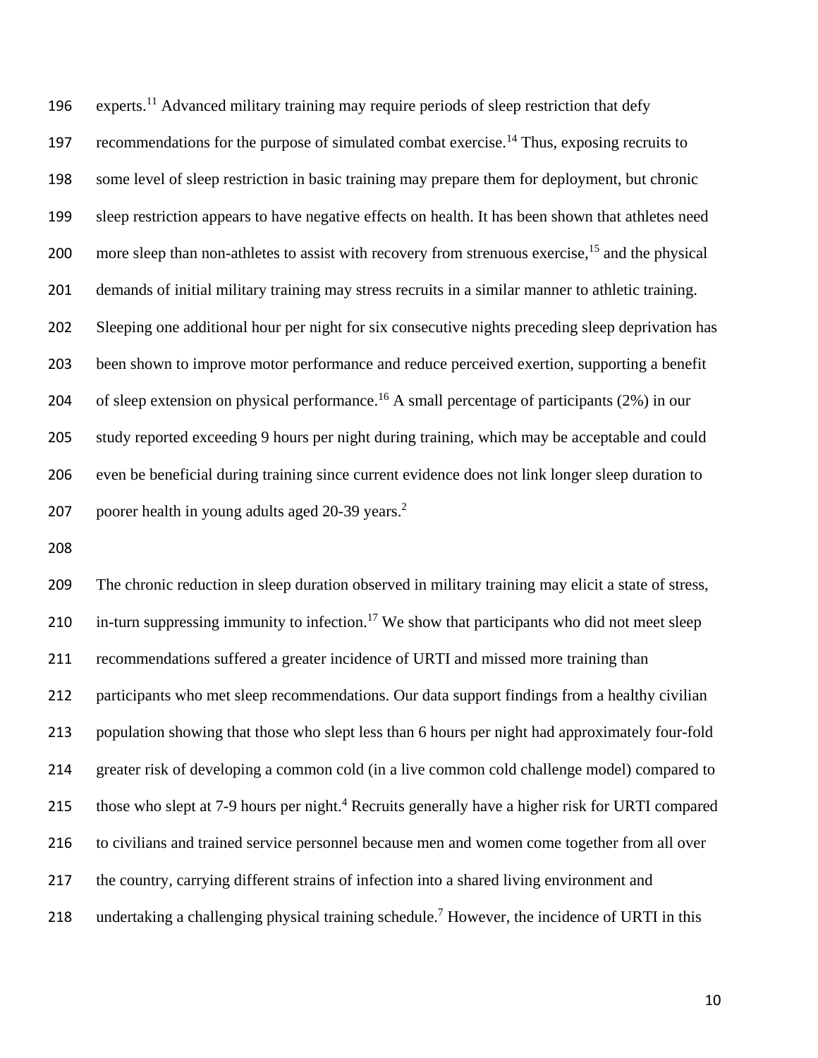experts.[11] Advanced military training may require periods of sleep restriction that defy recommendations for the purpose of simulated combat exercise.[14] Thus, exposing recruits to some level of sleep restriction in basic training may prepare them for deployment, but chronic sleep restriction appears to have negative effects on health. It has been shown that athletes need more sleep than non-athletes to assist with recovery from strenuous exercise,[15] and the physical demands of initial military training may stress recruits in a similar manner to athletic training. Sleeping one additional hour per night for six consecutive nights preceding sleep deprivation has been shown to improve motor performance and reduce perceived exertion, supporting a benefit of sleep extension on physical performance.[16] A small percentage of participants (2%) in our study reported exceeding 9 hours per night during training, which may be acceptable and could even be beneficial during training since current evidence does not link longer sleep duration to poorer health in young adults aged 20-39 years.[2]

The chronic reduction in sleep duration observed in military training may elicit a state of stress, in-turn suppressing immunity to infection.[17] We show that participants who did not meet sleep recommendations suffered a greater incidence of URTI and missed more training than participants who met sleep recommendations. Our data support findings from a healthy civilian population showing that those who slept less than 6 hours per night had approximately four-fold greater risk of developing a common cold (in a live common cold challenge model) compared to those who slept at 7-9 hours per night.[4] Recruits generally have a higher risk for URTI compared to civilians and trained service personnel because men and women come together from all over the country, carrying different strains of infection into a shared living environment and undertaking a challenging physical training schedule.[7] However, the incidence of URTI in this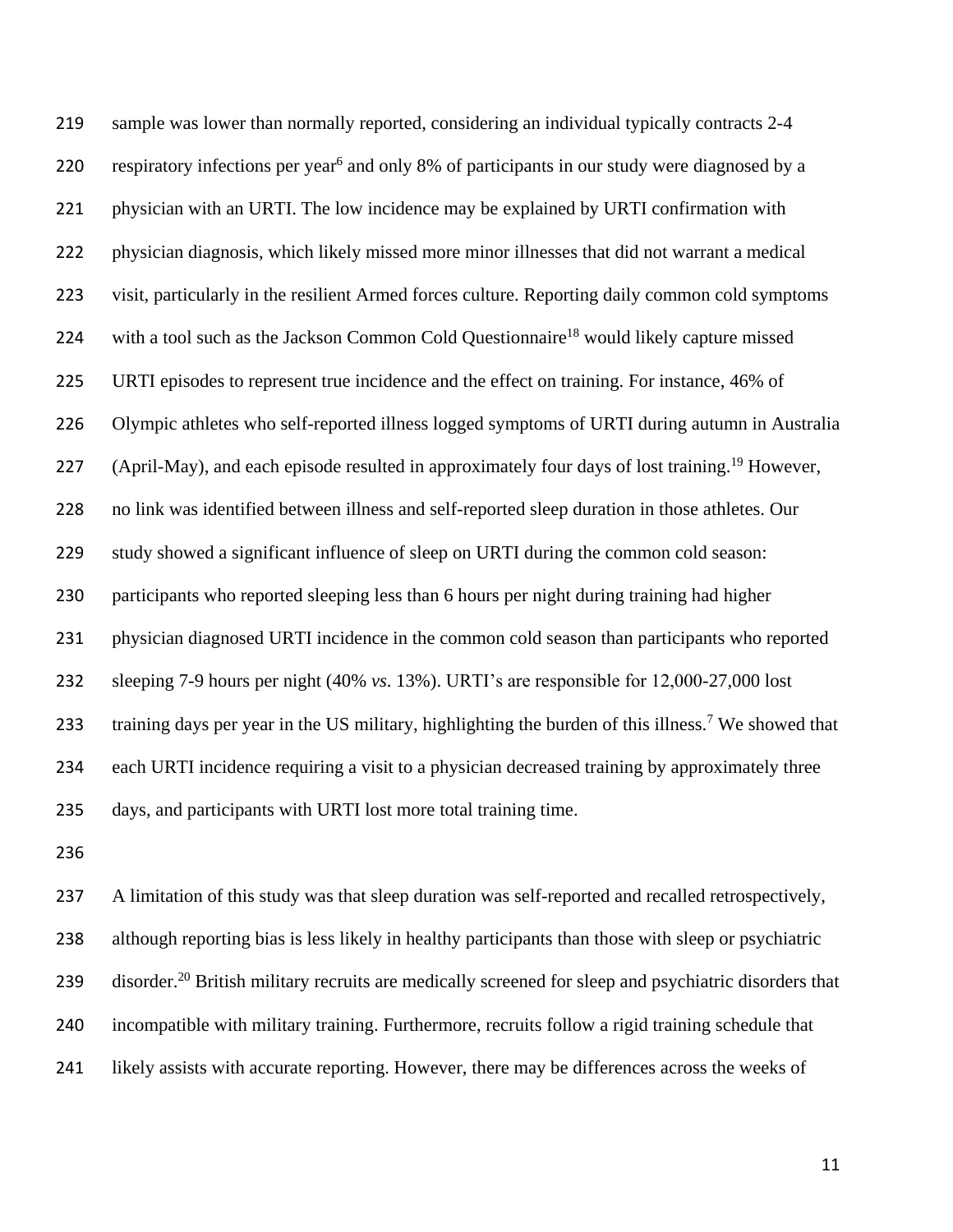sample was lower than normally reported, considering an individual typically contracts 2-4 respiratory infections per year[6] and only 8% of participants in our study were diagnosed by a physician with an URTI. The low incidence may be explained by URTI confirmation with physician diagnosis, which likely missed more minor illnesses that did not warrant a medical visit, particularly in the resilient Armed forces culture. Reporting daily common cold symptoms with a tool such as the Jackson Common Cold Questionnaire[18] would likely capture missed URTI episodes to represent true incidence and the effect on training. For instance, 46% of Olympic athletes who self-reported illness logged symptoms of URTI during autumn in Australia (April-May), and each episode resulted in approximately four days of lost training.[19] However, no link was identified between illness and self-reported sleep duration in those athletes. Our study showed a significant influence of sleep on URTI during the common cold season: participants who reported sleeping less than 6 hours per night during training had higher physician diagnosed URTI incidence in the common cold season than participants who reported sleeping 7-9 hours per night (40% *vs*. 13%). URTI's are responsible for 12,000-27,000 lost training days per year in the US military, highlighting the burden of this illness.[7] We showed that each URTI incidence requiring a visit to a physician decreased training by approximately three days, and participants with URTI lost more total training time.

A limitation of this study was that sleep duration was self-reported and recalled retrospectively, although reporting bias is less likely in healthy participants than those with sleep or psychiatric disorder.[20] British military recruits are medically screened for sleep and psychiatric disorders that incompatible with military training. Furthermore, recruits follow a rigid training schedule that likely assists with accurate reporting. However, there may be differences across the weeks of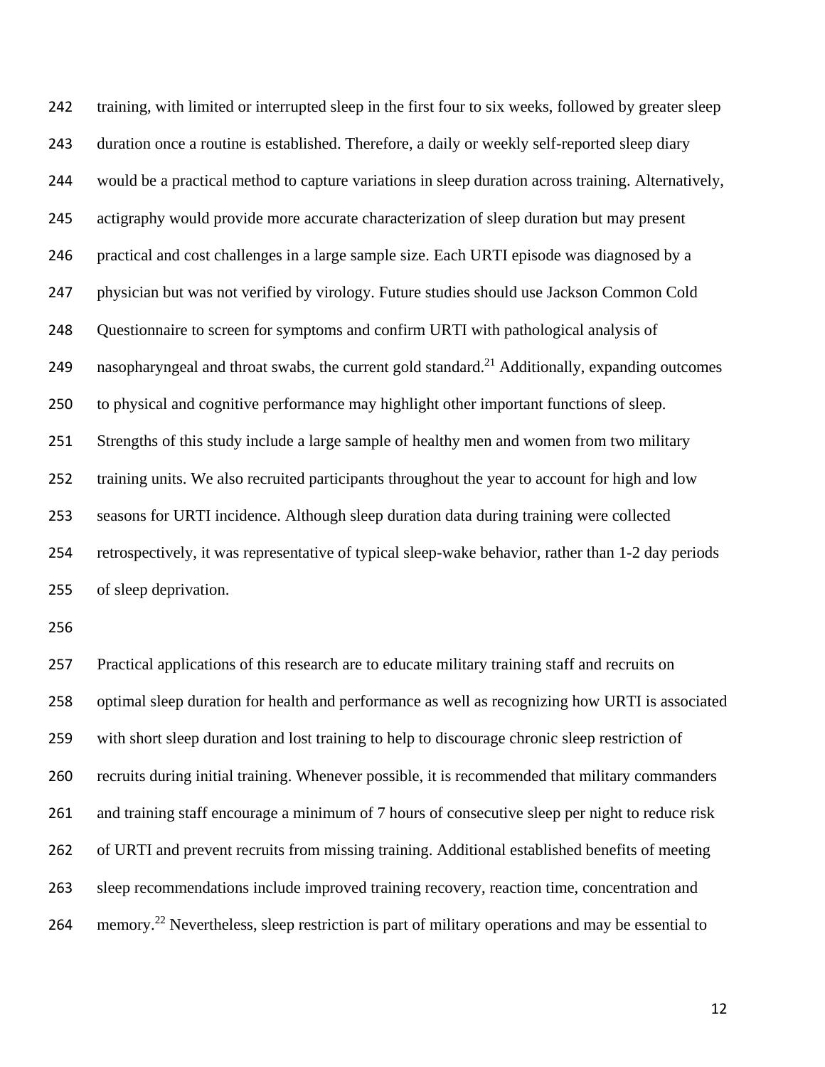training, with limited or interrupted sleep in the first four to six weeks, followed by greater sleep duration once a routine is established. Therefore, a daily or weekly self-reported sleep diary would be a practical method to capture variations in sleep duration across training. Alternatively, actigraphy would provide more accurate characterization of sleep duration but may present practical and cost challenges in a large sample size. Each URTI episode was diagnosed by a physician but was not verified by virology. Future studies should use Jackson Common Cold Questionnaire to screen for symptoms and confirm URTI with pathological analysis of nasopharyngeal and throat swabs, the current gold standard.[21] Additionally, expanding outcomes to physical and cognitive performance may highlight other important functions of sleep. Strengths of this study include a large sample of healthy men and women from two military training units. We also recruited participants throughout the year to account for high and low seasons for URTI incidence. Although sleep duration data during training were collected retrospectively, it was representative of typical sleep-wake behavior, rather than 1-2 day periods of sleep deprivation.

Practical applications of this research are to educate military training staff and recruits on optimal sleep duration for health and performance as well as recognizing how URTI is associated with short sleep duration and lost training to help to discourage chronic sleep restriction of recruits during initial training. Whenever possible, it is recommended that military commanders and training staff encourage a minimum of 7 hours of consecutive sleep per night to reduce risk of URTI and prevent recruits from missing training. Additional established benefits of meeting sleep recommendations include improved training recovery, reaction time, concentration and memory.[22] Nevertheless, sleep restriction is part of military operations and may be essential to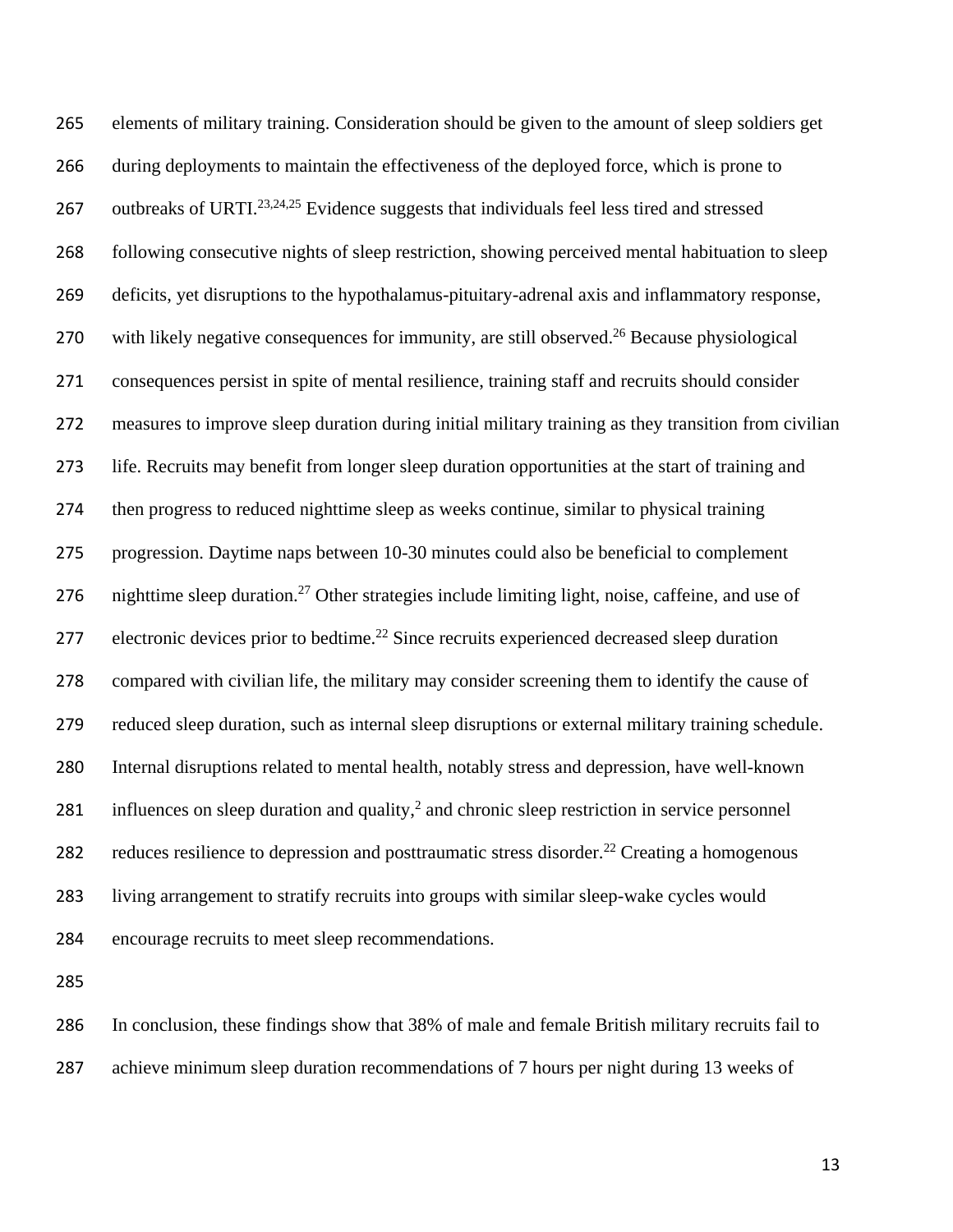elements of military training. Consideration should be given to the amount of sleep soldiers get during deployments to maintain the effectiveness of the deployed force, which is prone to outbreaks of URTI.[23,24,25] Evidence suggests that individuals feel less tired and stressed following consecutive nights of sleep restriction, showing perceived mental habituation to sleep deficits, yet disruptions to the hypothalamus-pituitary-adrenal axis and inflammatory response, with likely negative consequences for immunity, are still observed.[26] Because physiological consequences persist in spite of mental resilience, training staff and recruits should consider measures to improve sleep duration during initial military training as they transition from civilian life. Recruits may benefit from longer sleep duration opportunities at the start of training and then progress to reduced nighttime sleep as weeks continue, similar to physical training progression. Daytime naps between 10-30 minutes could also be beneficial to complement nighttime sleep duration.[27] Other strategies include limiting light, noise, caffeine, and use of electronic devices prior to bedtime.[22] Since recruits experienced decreased sleep duration compared with civilian life, the military may consider screening them to identify the cause of reduced sleep duration, such as internal sleep disruptions or external military training schedule. Internal disruptions related to mental health, notably stress and depression, have well-known influences on sleep duration and quality,[2] and chronic sleep restriction in service personnel reduces resilience to depression and posttraumatic stress disorder.[22] Creating a homogenous living arrangement to stratify recruits into groups with similar sleep-wake cycles would encourage recruits to meet sleep recommendations.

In conclusion, these findings show that 38% of male and female British military recruits fail to achieve minimum sleep duration recommendations of 7 hours per night during 13 weeks of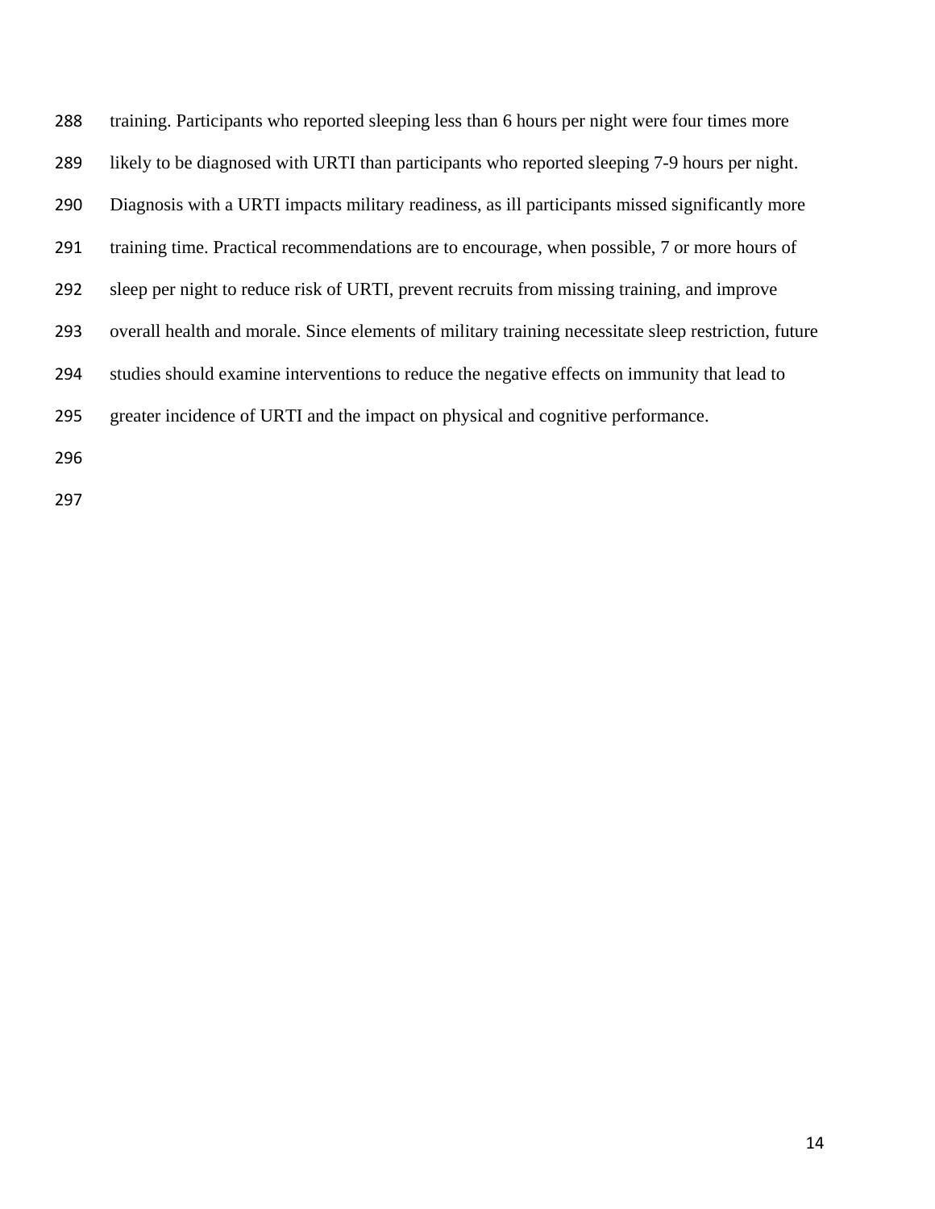training. Participants who reported sleeping less than 6 hours per night were four times more likely to be diagnosed with URTI than participants who reported sleeping 7-9 hours per night. Diagnosis with a URTI impacts military readiness, as ill participants missed significantly more training time. Practical recommendations are to encourage, when possible, 7 or more hours of sleep per night to reduce risk of URTI, prevent recruits from missing training, and improve overall health and morale. Since elements of military training necessitate sleep restriction, future studies should examine interventions to reduce the negative effects on immunity that lead to greater incidence of URTI and the impact on physical and cognitive performance.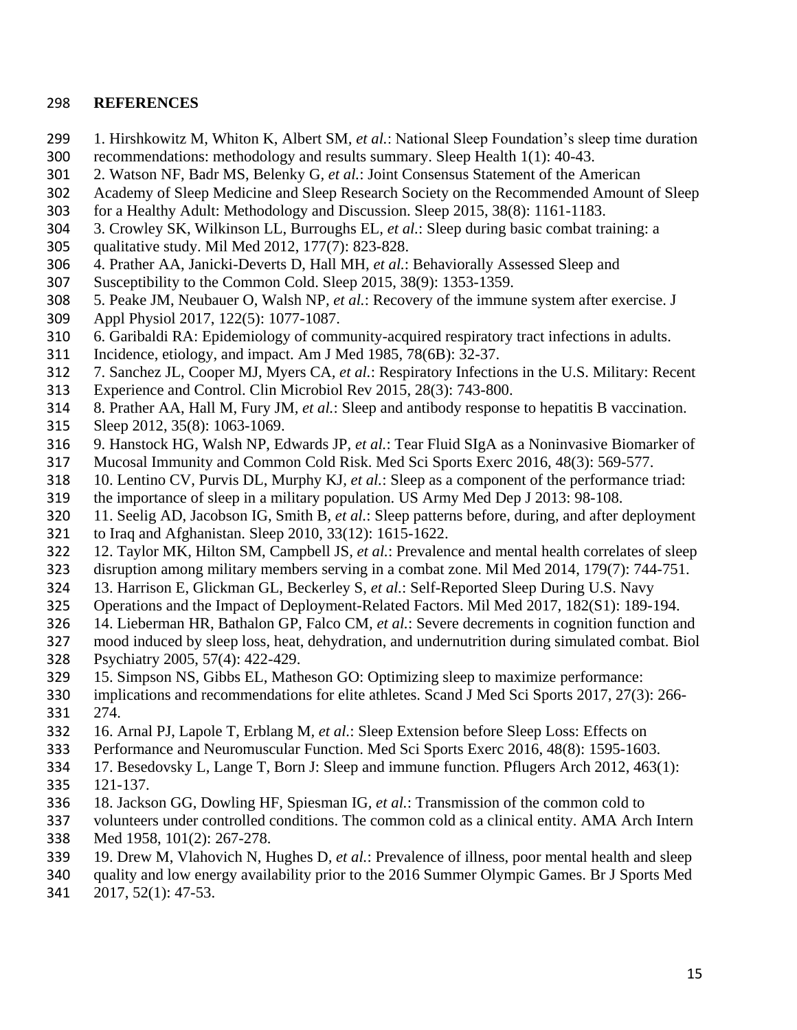## REFERENCES

1. Hirshkowitz M, Whiton K, Albert SM, *et al.*: National Sleep Foundation's sleep time duration recommendations: methodology and results summary. Sleep Health 1(1): 40-43.
2. Watson NF, Badr MS, Belenky G, *et al.*: Joint Consensus Statement of the American Academy of Sleep Medicine and Sleep Research Society on the Recommended Amount of Sleep for a Healthy Adult: Methodology and Discussion. Sleep 2015, 38(8): 1161-1183.
3. Crowley SK, Wilkinson LL, Burroughs EL, *et al.*: Sleep during basic combat training: a qualitative study. Mil Med 2012, 177(7): 823-828.
4. Prather AA, Janicki-Deverts D, Hall MH, *et al.*: Behaviorally Assessed Sleep and Susceptibility to the Common Cold. Sleep 2015, 38(9): 1353-1359.
5. Peake JM, Neubauer O, Walsh NP, *et al.*: Recovery of the immune system after exercise. J Appl Physiol 2017, 122(5): 1077-1087.
6. Garibaldi RA: Epidemiology of community-acquired respiratory tract infections in adults. Incidence, etiology, and impact. Am J Med 1985, 78(6B): 32-37.
7. Sanchez JL, Cooper MJ, Myers CA, *et al.*: Respiratory Infections in the U.S. Military: Recent Experience and Control. Clin Microbiol Rev 2015, 28(3): 743-800.
8. Prather AA, Hall M, Fury JM, *et al.*: Sleep and antibody response to hepatitis B vaccination. Sleep 2012, 35(8): 1063-1069.
9. Hanstock HG, Walsh NP, Edwards JP, *et al.*: Tear Fluid SIgA as a Noninvasive Biomarker of Mucosal Immunity and Common Cold Risk. Med Sci Sports Exerc 2016, 48(3): 569-577.
10. Lentino CV, Purvis DL, Murphy KJ, *et al.*: Sleep as a component of the performance triad: the importance of sleep in a military population. US Army Med Dep J 2013: 98-108.
11. Seelig AD, Jacobson IG, Smith B, *et al.*: Sleep patterns before, during, and after deployment to Iraq and Afghanistan. Sleep 2010, 33(12): 1615-1622.
12. Taylor MK, Hilton SM, Campbell JS, *et al.*: Prevalence and mental health correlates of sleep disruption among military members serving in a combat zone. Mil Med 2014, 179(7): 744-751.
13. Harrison E, Glickman GL, Beckerley S, *et al.*: Self-Reported Sleep During U.S. Navy Operations and the Impact of Deployment-Related Factors. Mil Med 2017, 182(S1): 189-194.
14. Lieberman HR, Bathalon GP, Falco CM, *et al.*: Severe decrements in cognition function and mood induced by sleep loss, heat, dehydration, and undernutrition during simulated combat. Biol Psychiatry 2005, 57(4): 422-429.
15. Simpson NS, Gibbs EL, Matheson GO: Optimizing sleep to maximize performance: implications and recommendations for elite athletes. Scand J Med Sci Sports 2017, 27(3): 266-274.
16. Arnal PJ, Lapole T, Erblang M, *et al.*: Sleep Extension before Sleep Loss: Effects on Performance and Neuromuscular Function. Med Sci Sports Exerc 2016, 48(8): 1595-1603.
17. Besedovsky L, Lange T, Born J: Sleep and immune function. Pflugers Arch 2012, 463(1): 121-137.
18. Jackson GG, Dowling HF, Spiesman IG, *et al.*: Transmission of the common cold to volunteers under controlled conditions. The common cold as a clinical entity. AMA Arch Intern Med 1958, 101(2): 267-278.
19. Drew M, Vlahovich N, Hughes D, *et al.*: Prevalence of illness, poor mental health and sleep quality and low energy availability prior to the 2016 Summer Olympic Games. Br J Sports Med 2017, 52(1): 47-53.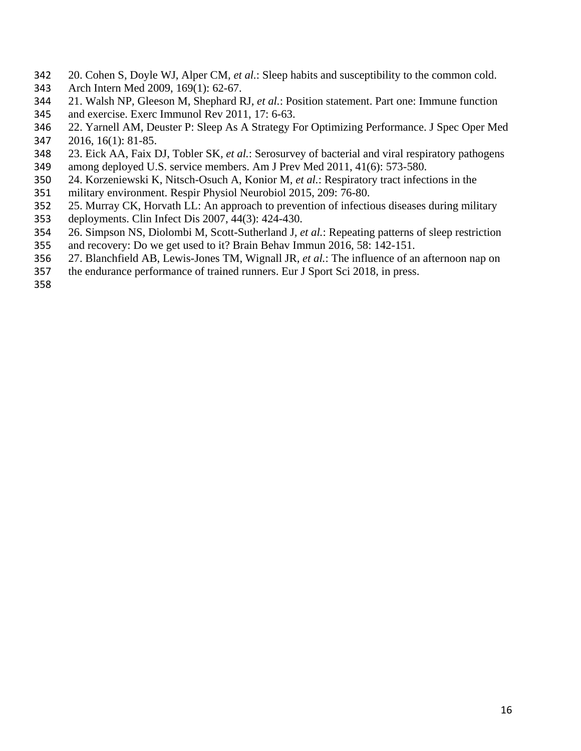20. Cohen S, Doyle WJ, Alper CM, *et al.*: Sleep habits and susceptibility to the common cold. Arch Intern Med 2009, 169(1): 62-67.

21. Walsh NP, Gleeson M, Shephard RJ, *et al.*: Position statement. Part one: Immune function and exercise. Exerc Immunol Rev 2011, 17: 6-63.

22. Yarnell AM, Deuster P: Sleep As A Strategy For Optimizing Performance. J Spec Oper Med 2016, 16(1): 81-85.

23. Eick AA, Faix DJ, Tobler SK, *et al.*: Serosurvey of bacterial and viral respiratory pathogens among deployed U.S. service members. Am J Prev Med 2011, 41(6): 573-580.

24. Korzeniewski K, Nitsch-Osuch A, Konior M, *et al.*: Respiratory tract infections in the military environment. Respir Physiol Neurobiol 2015, 209: 76-80.

25. Murray CK, Horvath LL: An approach to prevention of infectious diseases during military deployments. Clin Infect Dis 2007, 44(3): 424-430.

26. Simpson NS, Diolombi M, Scott-Sutherland J, *et al.*: Repeating patterns of sleep restriction and recovery: Do we get used to it? Brain Behav Immun 2016, 58: 142-151.

27. Blanchfield AB, Lewis-Jones TM, Wignall JR, *et al.*: The influence of an afternoon nap on the endurance performance of trained runners. Eur J Sport Sci 2018, in press.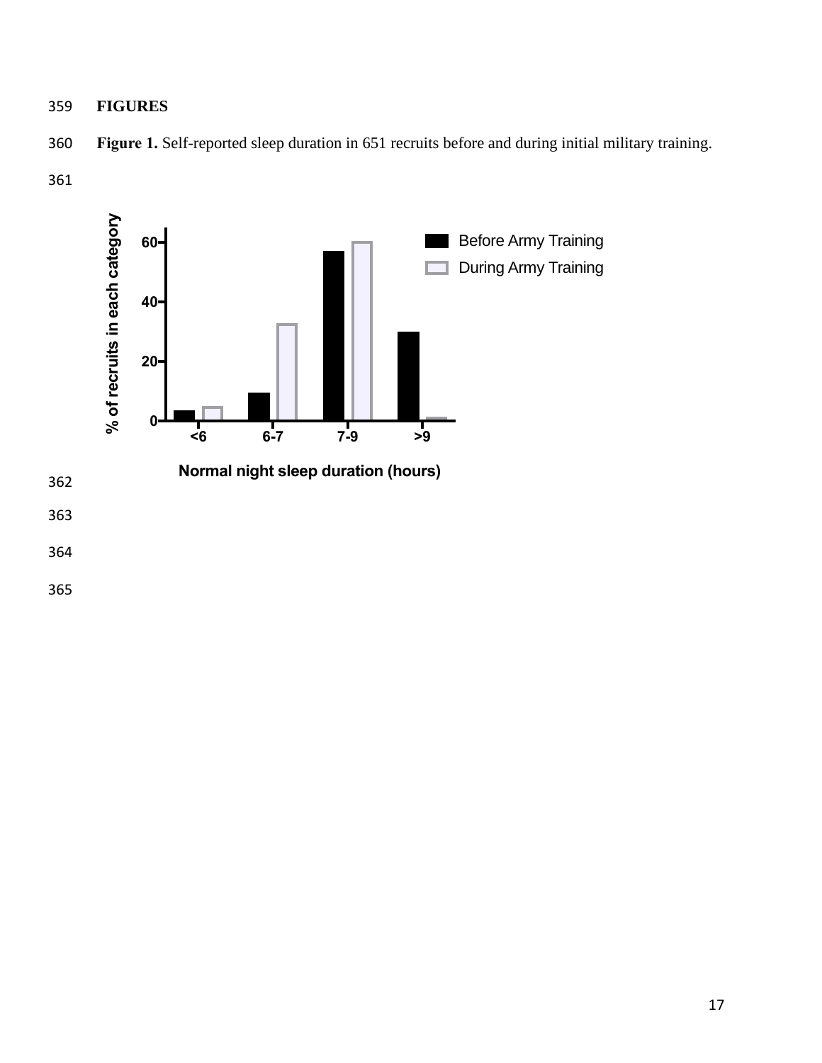**FIGURES**

**Figure 1.** Self-reported sleep duration in 651 recruits before and during initial military training.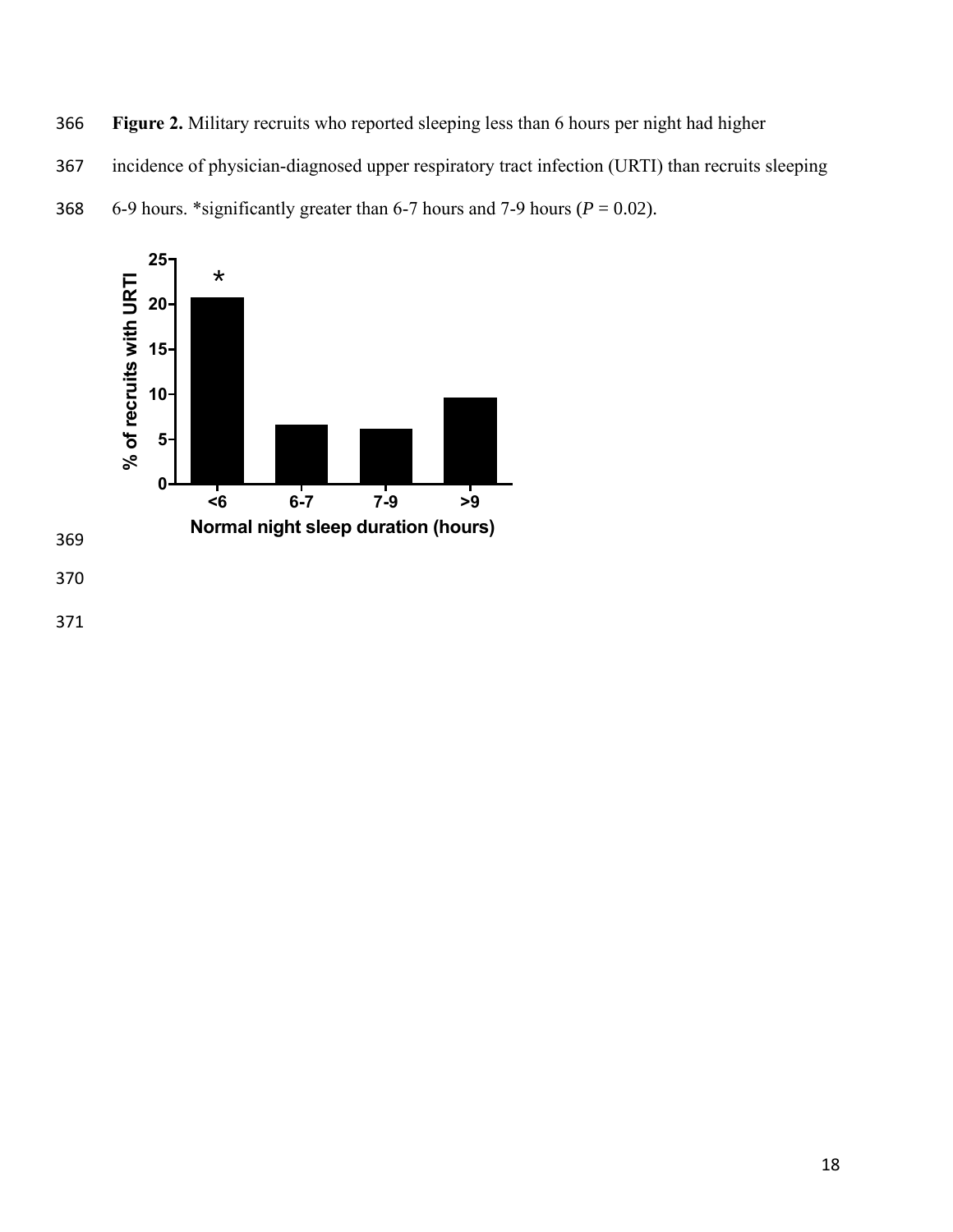**Figure 2.** Military recruits who reported sleeping less than 6 hours per night had higher incidence of physician-diagnosed upper respiratory tract infection (URTI) than recruits sleeping 6-9 hours. *significantly greater than 6-7 hours and 7-9 hours ($P = 0.02$).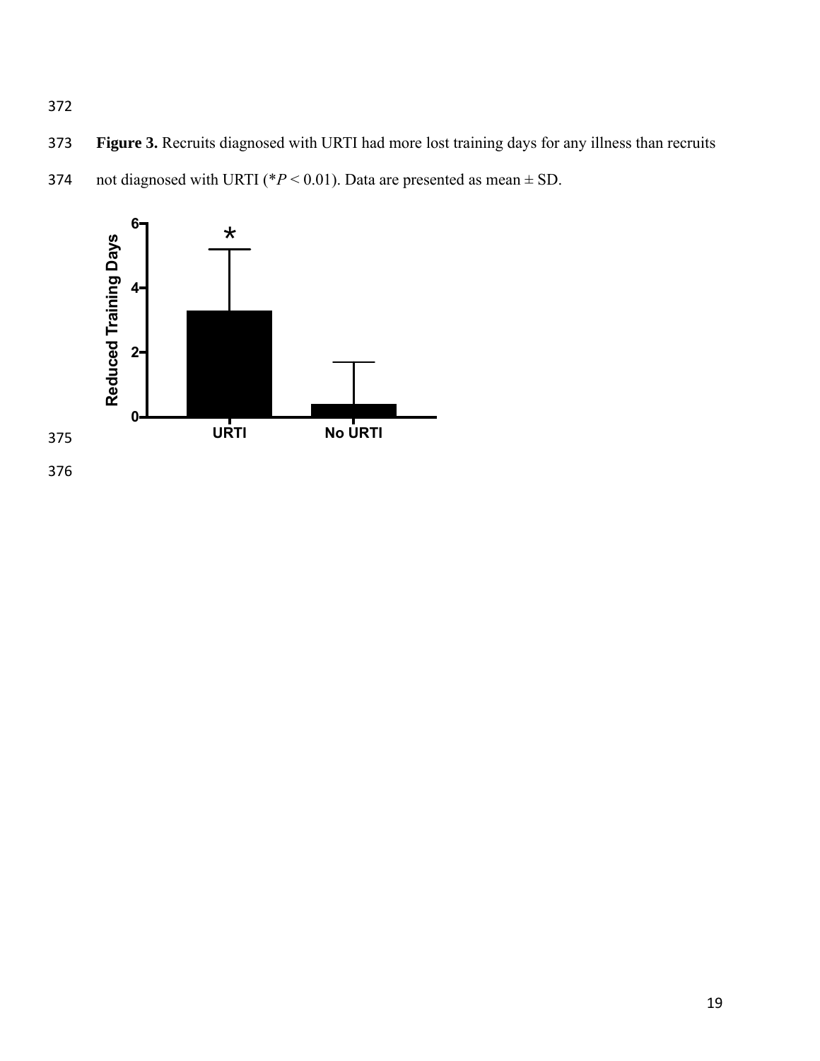**Figure 3.** Recruits diagnosed with URTI had more lost training days for any illness than recruits not diagnosed with URTI (*$P < 0.01$). Data are presented as mean ± SD.

Reduced Training Days

6

4

2

0

*

URTI

No URTI